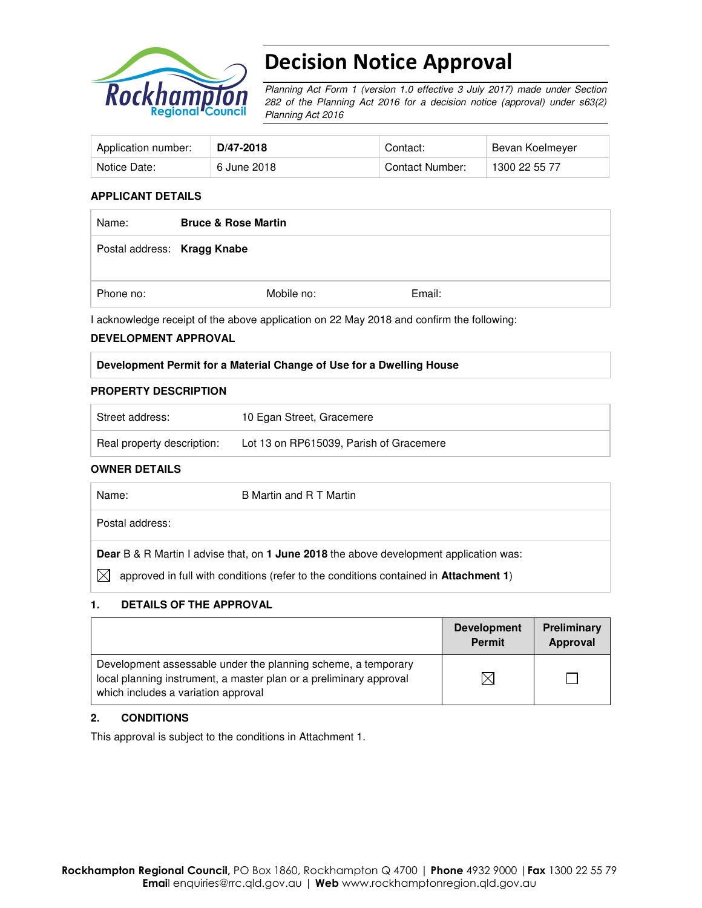# Decision Notice Approval

*Planning Act Form 1 (version 1.0 effective 3 July 2017) made under Section 282 of the Planning Act 2016 for a decision notice (approval) under s63(2) Planning Act 2016*

| Application number: | **D/47-2018** | Contact: | Bevan Koelmeyer |
|---|---|---|---|
| Notice Date: | 6 June 2018 | Contact Number: | 1300 22 55 77 |

### APPLICANT DETAILS

| Name: | **Bruce & Rose Martin** | |
|---|---|---|
| Postal address: | **Kragg Knabe** | |
| Phone no: | Mobile no: | Email: |

I acknowledge receipt of the above application on 22 May 2018 and confirm the following:

### DEVELOPMENT APPROVAL

| **Development Permit for a Material Change of Use for a Dwelling House** |
|---|

### PROPERTY DESCRIPTION

| Street address: | 10 Egan Street, Gracemere |
|---|---|
| Real property description: | Lot 13 on RP615039, Parish of Gracemere |

### OWNER DETAILS

| Name: | B Martin and R T Martin |
|---|---|
| Postal address: | |

**Dear** B & R Martin I advise that, on **1 June 2018** the above development application was:

☒ approved in full with conditions (refer to the conditions contained in **Attachment 1**)

### 1. DETAILS OF THE APPROVAL

| | Development Permit | Preliminary Approval |
|---|---|---|
| Development assessable under the planning scheme, a temporary local planning instrument, a master plan or a preliminary approval which includes a variation approval | ☒ | ☐ |

### 2. CONDITIONS

This approval is subject to the conditions in Attachment 1.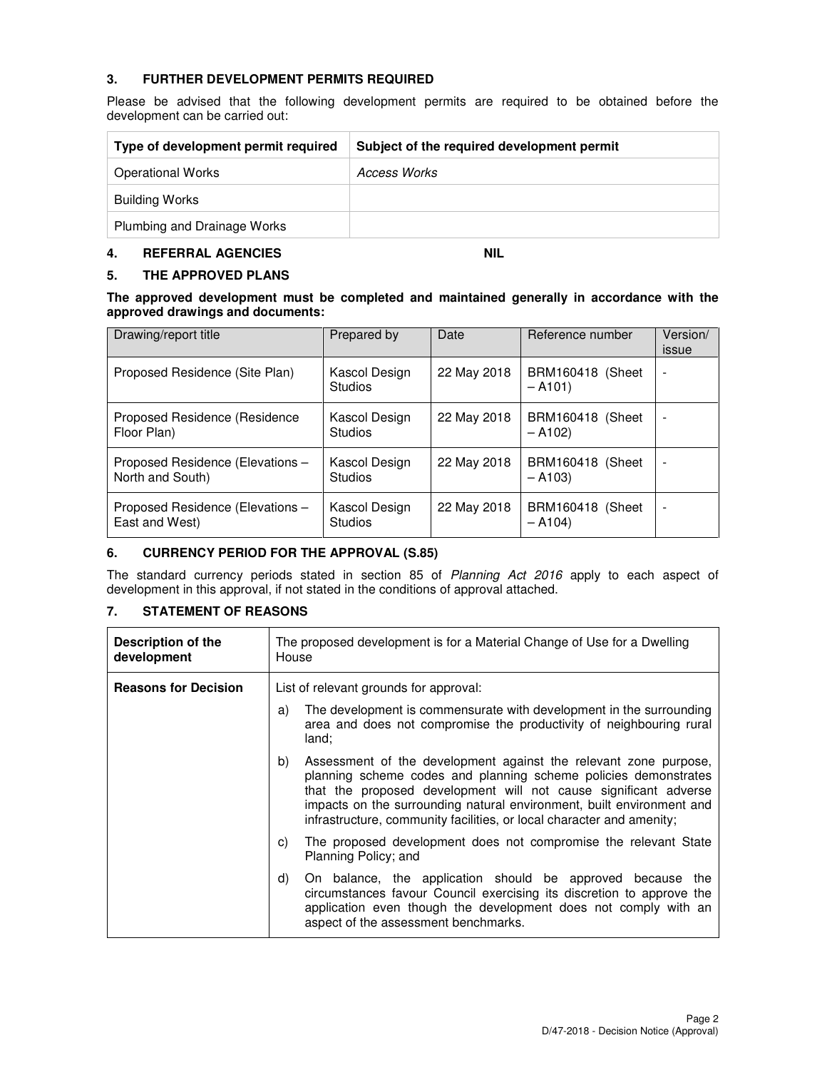### 3. FURTHER DEVELOPMENT PERMITS REQUIRED

Please be advised that the following development permits are required to be obtained before the development can be carried out:

| Type of development permit required | Subject of the required development permit |
| --- | --- |
| Operational Works | *Access Works* |
| Building Works | |
| Plumbing and Drainage Works | |

### 4. REFERRAL AGENCIES NIL

### 5. THE APPROVED PLANS

**The approved development must be completed and maintained generally in accordance with the approved drawings and documents:**

| Drawing/report title | Prepared by | Date | Reference number | Version/ issue |
| --- | --- | --- | --- | --- |
| Proposed Residence (Site Plan) | Kascol Design Studios | 22 May 2018 | BRM160418 (Sheet – A101) | - |
| Proposed Residence (Residence Floor Plan) | Kascol Design Studios | 22 May 2018 | BRM160418 (Sheet – A102) | - |
| Proposed Residence (Elevations – North and South) | Kascol Design Studios | 22 May 2018 | BRM160418 (Sheet – A103) | - |
| Proposed Residence (Elevations – East and West) | Kascol Design Studios | 22 May 2018 | BRM160418 (Sheet – A104) | - |

### 6. CURRENCY PERIOD FOR THE APPROVAL (S.85)

The standard currency periods stated in section 85 of *Planning Act 2016* apply to each aspect of development in this approval, if not stated in the conditions of approval attached.

### 7. STATEMENT OF REASONS

| **Description of the development** | The proposed development is for a Material Change of Use for a Dwelling House |
| --- | --- |
| **Reasons for Decision** | List of relevant grounds for approval:<br>a) The development is commensurate with development in the surrounding area and does not compromise the productivity of neighbouring rural land;<br>b) Assessment of the development against the relevant zone purpose, planning scheme codes and planning scheme policies demonstrates that the proposed development will not cause significant adverse impacts on the surrounding natural environment, built environment and infrastructure, community facilities, or local character and amenity;<br>c) The proposed development does not compromise the relevant State Planning Policy; and<br>d) On balance, the application should be approved because the circumstances favour Council exercising its discretion to approve the application even though the development does not comply with an aspect of the assessment benchmarks. |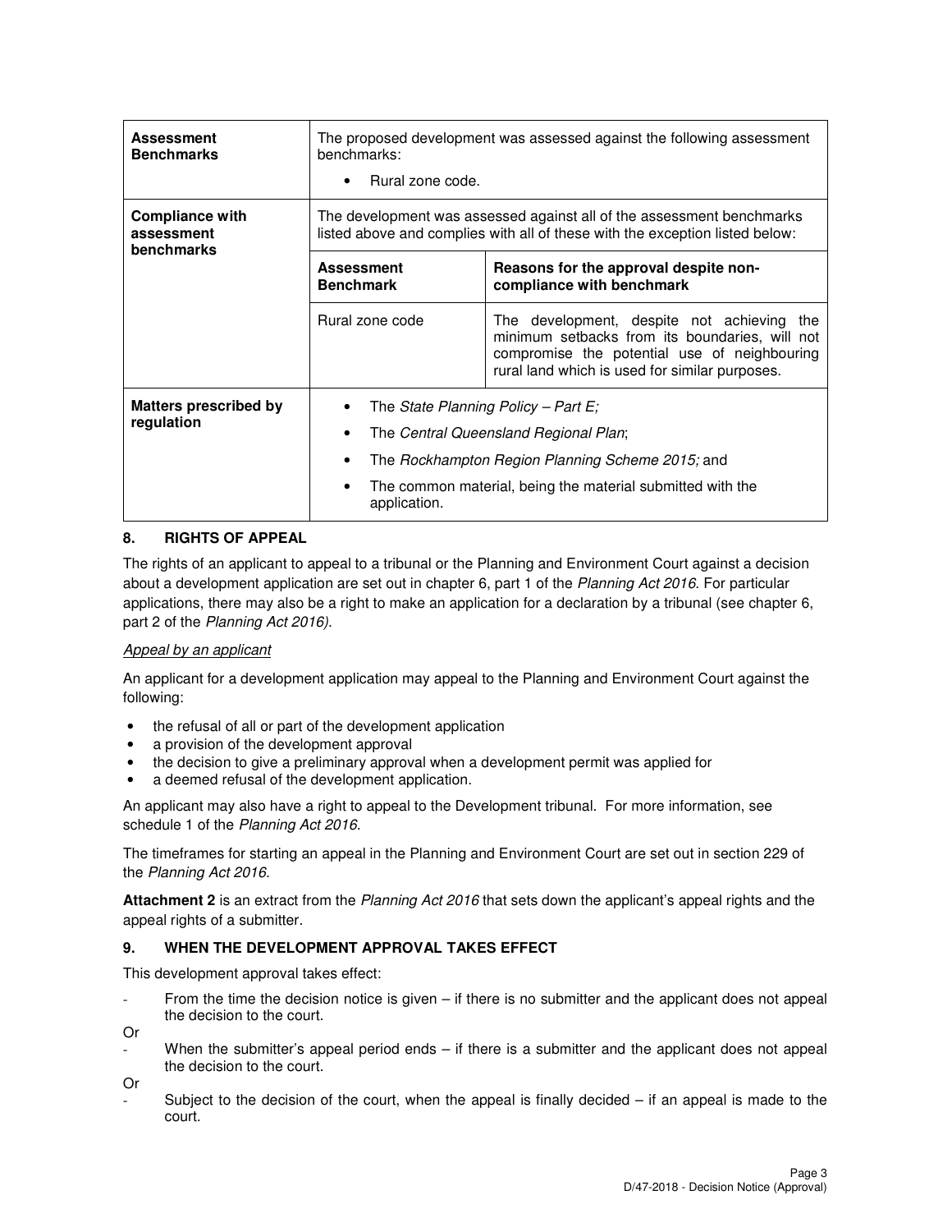| | | |
|---|---|---|
| **Assessment Benchmarks** | The proposed development was assessed against the following assessment benchmarks:<br>• Rural zone code. | |
| **Compliance with assessment benchmarks** | The development was assessed against all of the assessment benchmarks listed above and complies with all of these with the exception listed below: | |
| | **Assessment Benchmark** | **Reasons for the approval despite non-compliance with benchmark** |
| | Rural zone code | The development, despite not achieving the minimum setbacks from its boundaries, will not compromise the potential use of neighbouring rural land which is used for similar purposes. |
| **Matters prescribed by regulation** | • The *State Planning Policy – Part E;*<br>• The *Central Queensland Regional Plan*;<br>• The *Rockhampton Region Planning Scheme 2015;* and<br>• The common material, being the material submitted with the application. | |

## 8. RIGHTS OF APPEAL

The rights of an applicant to appeal to a tribunal or the Planning and Environment Court against a decision about a development application are set out in chapter 6, part 1 of the *Planning Act 2016*. For particular applications, there may also be a right to make an application for a declaration by a tribunal (see chapter 6, part 2 of the *Planning Act 2016).*

*Appeal by an applicant*

An applicant for a development application may appeal to the Planning and Environment Court against the following:

- the refusal of all or part of the development application
- a provision of the development approval
- the decision to give a preliminary approval when a development permit was applied for
- a deemed refusal of the development application.

An applicant may also have a right to appeal to the Development tribunal. For more information, see schedule 1 of the *Planning Act 2016*.

The timeframes for starting an appeal in the Planning and Environment Court are set out in section 229 of the *Planning Act 2016*.

**Attachment 2** is an extract from the *Planning Act 2016* that sets down the applicant's appeal rights and the appeal rights of a submitter.

## 9. WHEN THE DEVELOPMENT APPROVAL TAKES EFFECT

This development approval takes effect:

- From the time the decision notice is given – if there is no submitter and the applicant does not appeal the decision to the court.

Or

- When the submitter's appeal period ends – if there is a submitter and the applicant does not appeal the decision to the court.

Or

- Subject to the decision of the court, when the appeal is finally decided – if an appeal is made to the court.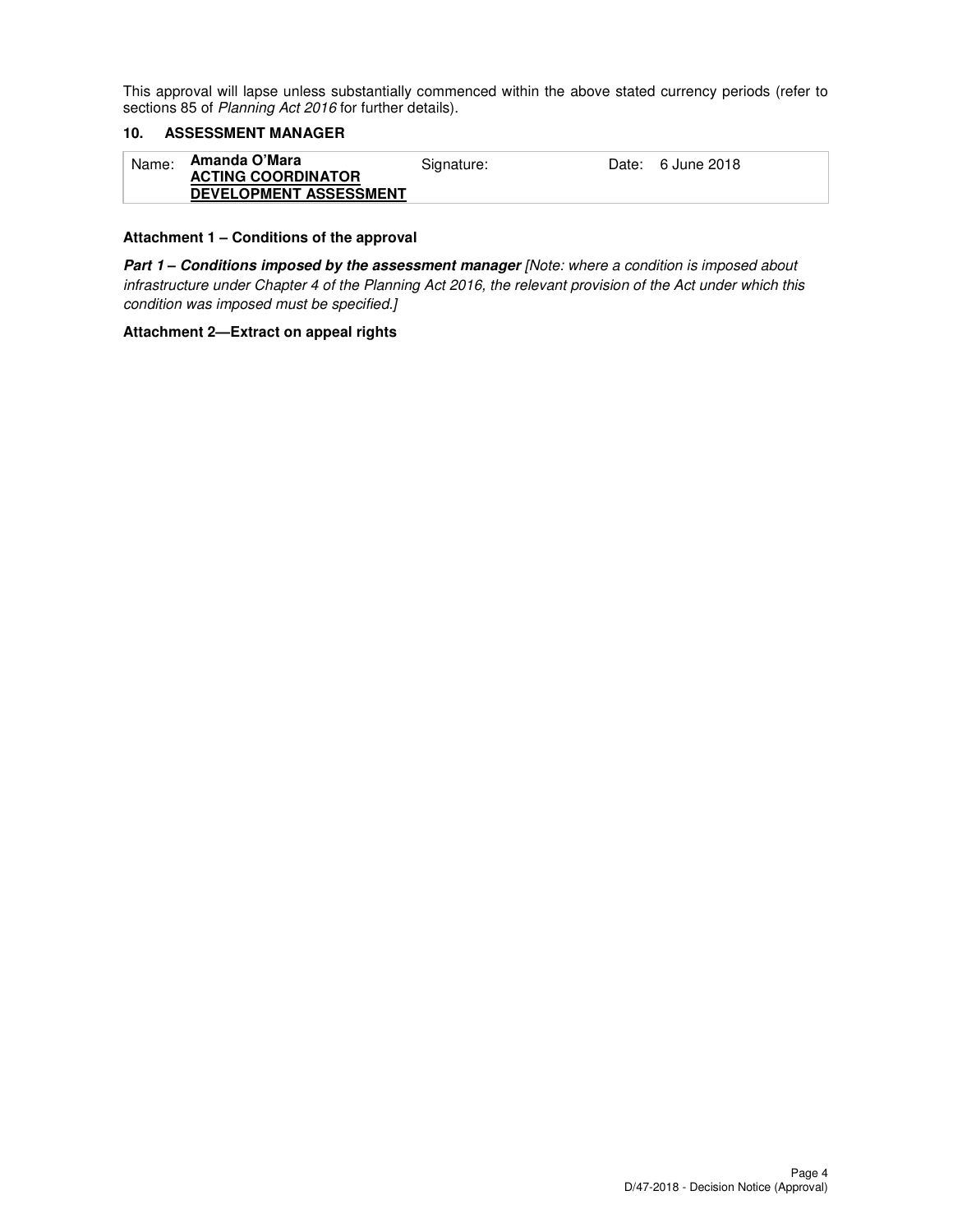This approval will lapse unless substantially commenced within the above stated currency periods (refer to sections 85 of *Planning Act 2016* for further details).

## 10. ASSESSMENT MANAGER

| Name: | **Amanda O'Mara** **ACTING COORDINATOR DEVELOPMENT ASSESSMENT** | Signature: | Date: 6 June 2018 |
|---|---|---|---|

**Attachment 1 – Conditions of the approval**

***Part 1 – Conditions imposed by the assessment manager*** *[Note: where a condition is imposed about infrastructure under Chapter 4 of the Planning Act 2016, the relevant provision of the Act under which this condition was imposed must be specified.]*

**Attachment 2—Extract on appeal rights**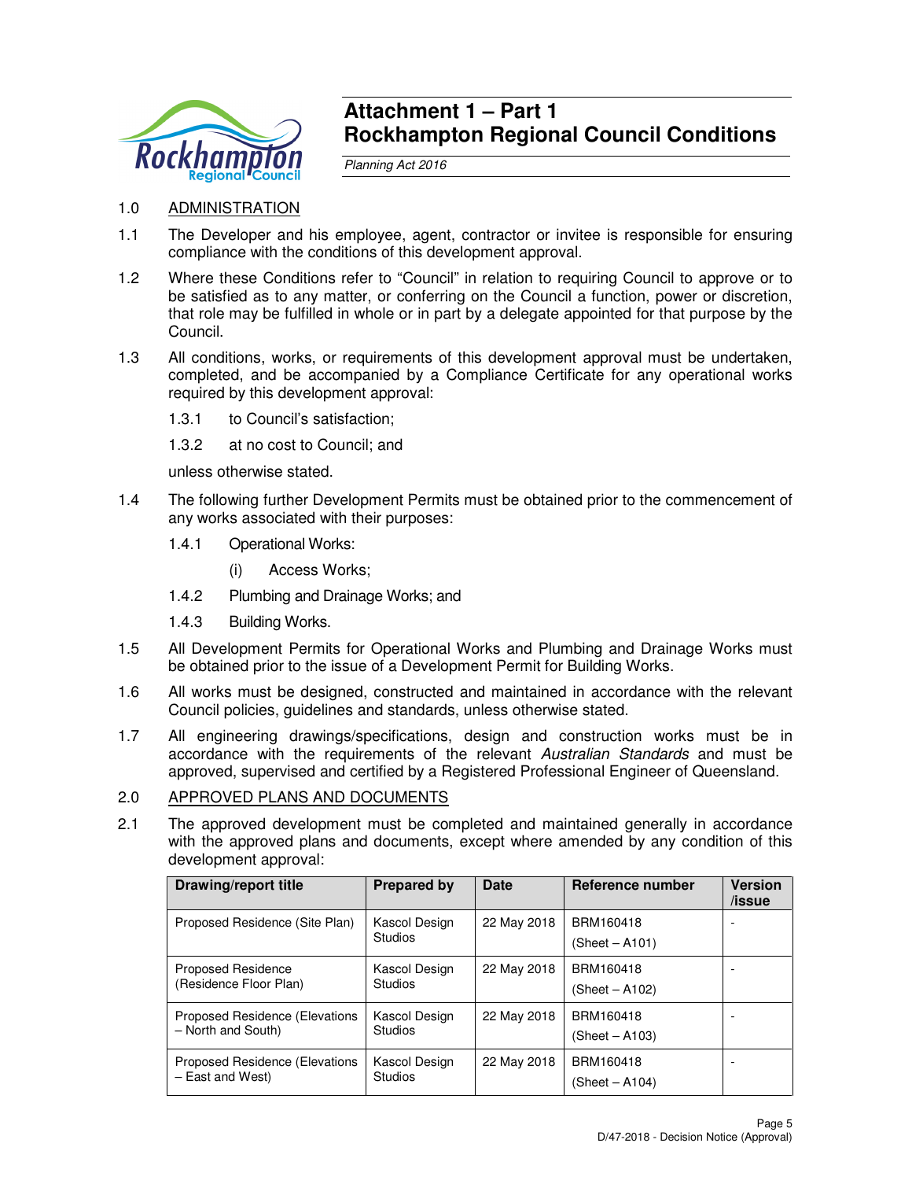# Attachment 1 – Part 1
# Rockhampton Regional Council Conditions

*Planning Act 2016*

1.0 ADMINISTRATION

1.1 The Developer and his employee, agent, contractor or invitee is responsible for ensuring compliance with the conditions of this development approval.

1.2 Where these Conditions refer to "Council" in relation to requiring Council to approve or to be satisfied as to any matter, or conferring on the Council a function, power or discretion, that role may be fulfilled in whole or in part by a delegate appointed for that purpose by the Council.

1.3 All conditions, works, or requirements of this development approval must be undertaken, completed, and be accompanied by a Compliance Certificate for any operational works required by this development approval:

1.3.1 to Council's satisfaction;

1.3.2 at no cost to Council; and

unless otherwise stated.

1.4 The following further Development Permits must be obtained prior to the commencement of any works associated with their purposes:

1.4.1 Operational Works:

(i) Access Works;

1.4.2 Plumbing and Drainage Works; and

1.4.3 Building Works.

1.5 All Development Permits for Operational Works and Plumbing and Drainage Works must be obtained prior to the issue of a Development Permit for Building Works.

1.6 All works must be designed, constructed and maintained in accordance with the relevant Council policies, guidelines and standards, unless otherwise stated.

1.7 All engineering drawings/specifications, design and construction works must be in accordance with the requirements of the relevant *Australian Standards* and must be approved, supervised and certified by a Registered Professional Engineer of Queensland.

2.0 APPROVED PLANS AND DOCUMENTS

2.1 The approved development must be completed and maintained generally in accordance with the approved plans and documents, except where amended by any condition of this development approval:

| Drawing/report title | Prepared by | Date | Reference number | Version /issue |
|---|---|---|---|---|
| Proposed Residence (Site Plan) | Kascol Design Studios | 22 May 2018 | BRM160418 (Sheet – A101) | - |
| Proposed Residence (Residence Floor Plan) | Kascol Design Studios | 22 May 2018 | BRM160418 (Sheet – A102) | - |
| Proposed Residence (Elevations – North and South) | Kascol Design Studios | 22 May 2018 | BRM160418 (Sheet – A103) | - |
| Proposed Residence (Elevations – East and West) | Kascol Design Studios | 22 May 2018 | BRM160418 (Sheet – A104) | - |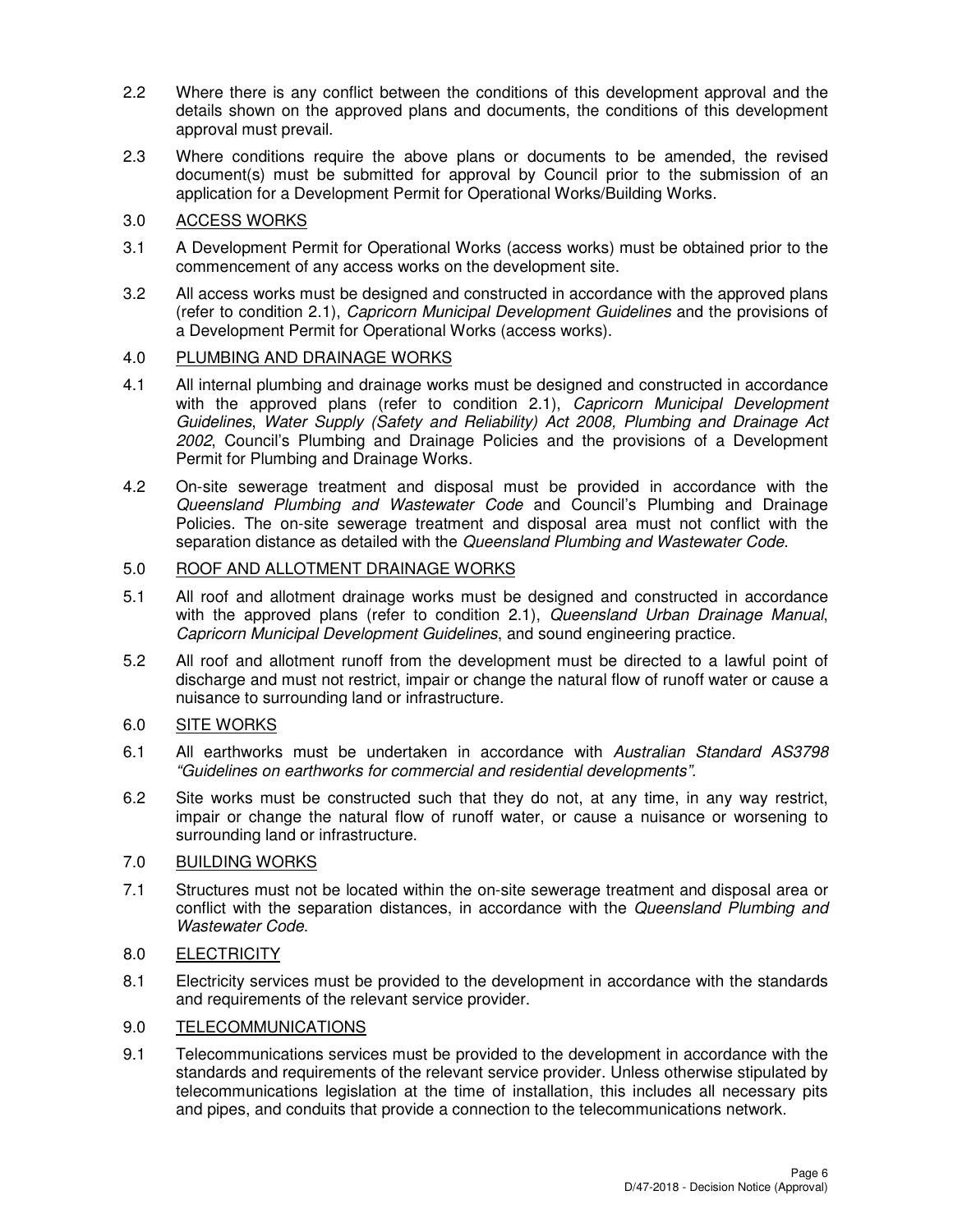2.2 Where there is any conflict between the conditions of this development approval and the details shown on the approved plans and documents, the conditions of this development approval must prevail.

2.3 Where conditions require the above plans or documents to be amended, the revised document(s) must be submitted for approval by Council prior to the submission of an application for a Development Permit for Operational Works/Building Works.

3.0 <u>ACCESS WORKS</u>

3.1 A Development Permit for Operational Works (access works) must be obtained prior to the commencement of any access works on the development site.

3.2 All access works must be designed and constructed in accordance with the approved plans (refer to condition 2.1), *Capricorn Municipal Development Guidelines* and the provisions of a Development Permit for Operational Works (access works).

4.0 <u>PLUMBING AND DRAINAGE WORKS</u>

4.1 All internal plumbing and drainage works must be designed and constructed in accordance with the approved plans (refer to condition 2.1), *Capricorn Municipal Development Guidelines*, *Water Supply (Safety and Reliability) Act 2008, Plumbing and Drainage Act 2002*, Council's Plumbing and Drainage Policies and the provisions of a Development Permit for Plumbing and Drainage Works.

4.2 On-site sewerage treatment and disposal must be provided in accordance with the *Queensland Plumbing and Wastewater Code* and Council's Plumbing and Drainage Policies. The on-site sewerage treatment and disposal area must not conflict with the separation distance as detailed with the *Queensland Plumbing and Wastewater Code*.

5.0 <u>ROOF AND ALLOTMENT DRAINAGE WORKS</u>

5.1 All roof and allotment drainage works must be designed and constructed in accordance with the approved plans (refer to condition 2.1), *Queensland Urban Drainage Manual*, *Capricorn Municipal Development Guidelines*, and sound engineering practice.

5.2 All roof and allotment runoff from the development must be directed to a lawful point of discharge and must not restrict, impair or change the natural flow of runoff water or cause a nuisance to surrounding land or infrastructure.

6.0 <u>SITE WORKS</u>

6.1 All earthworks must be undertaken in accordance with *Australian Standard AS3798 "Guidelines on earthworks for commercial and residential developments".*

6.2 Site works must be constructed such that they do not, at any time, in any way restrict, impair or change the natural flow of runoff water, or cause a nuisance or worsening to surrounding land or infrastructure.

7.0 <u>BUILDING WORKS</u>

7.1 Structures must not be located within the on-site sewerage treatment and disposal area or conflict with the separation distances, in accordance with the *Queensland Plumbing and Wastewater Code*.

8.0 <u>ELECTRICITY</u>

8.1 Electricity services must be provided to the development in accordance with the standards and requirements of the relevant service provider.

9.0 <u>TELECOMMUNICATIONS</u>

9.1 Telecommunications services must be provided to the development in accordance with the standards and requirements of the relevant service provider. Unless otherwise stipulated by telecommunications legislation at the time of installation, this includes all necessary pits and pipes, and conduits that provide a connection to the telecommunications network.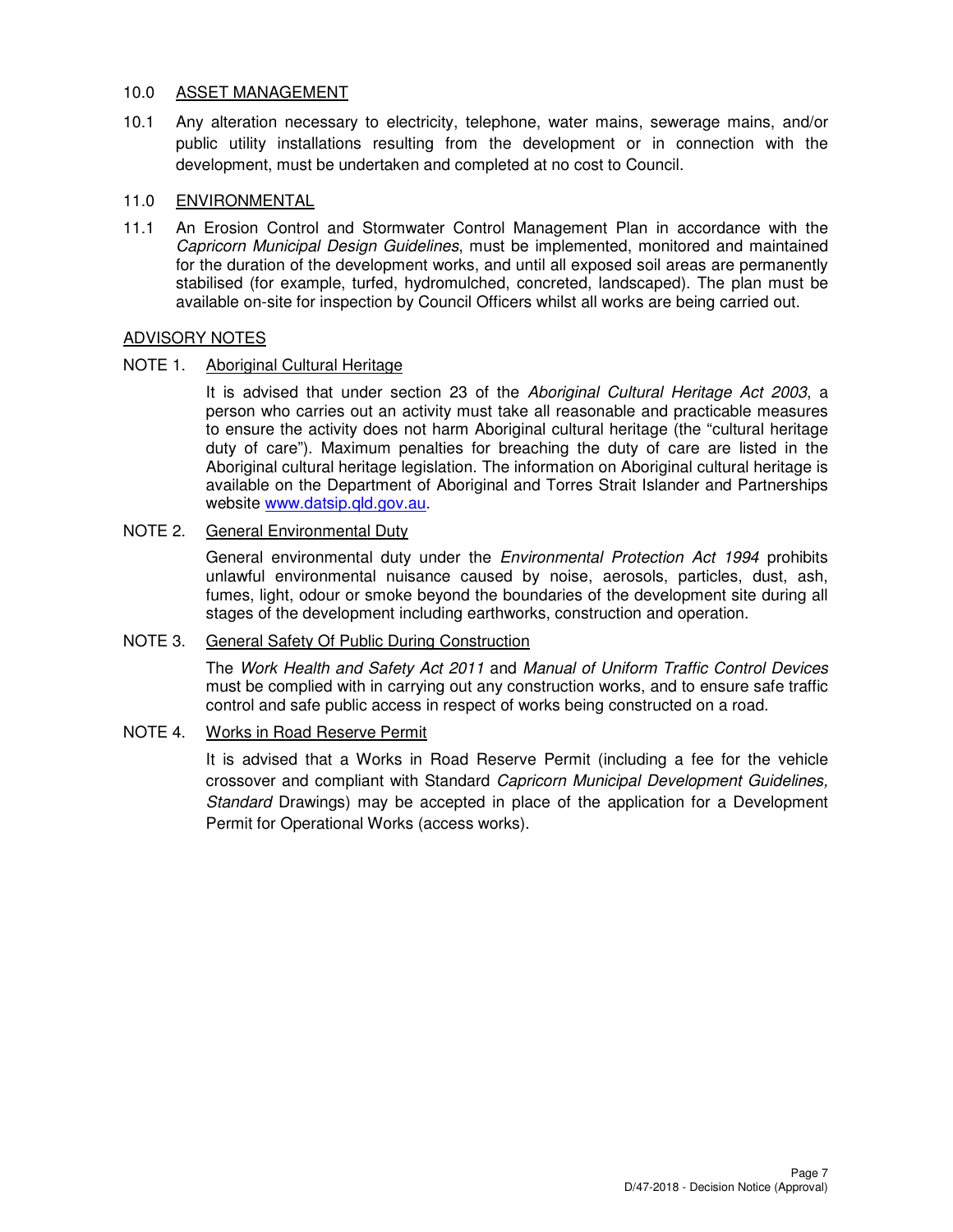## 10.0 ASSET MANAGEMENT

10.1 Any alteration necessary to electricity, telephone, water mains, sewerage mains, and/or public utility installations resulting from the development or in connection with the development, must be undertaken and completed at no cost to Council.

## 11.0 ENVIRONMENTAL

11.1 An Erosion Control and Stormwater Control Management Plan in accordance with the *Capricorn Municipal Design Guidelines*, must be implemented, monitored and maintained for the duration of the development works, and until all exposed soil areas are permanently stabilised (for example, turfed, hydromulched, concreted, landscaped). The plan must be available on-site for inspection by Council Officers whilst all works are being carried out.

## ADVISORY NOTES

### NOTE 1. Aboriginal Cultural Heritage

It is advised that under section 23 of the *Aboriginal Cultural Heritage Act 2003*, a person who carries out an activity must take all reasonable and practicable measures to ensure the activity does not harm Aboriginal cultural heritage (the "cultural heritage duty of care"). Maximum penalties for breaching the duty of care are listed in the Aboriginal cultural heritage legislation. The information on Aboriginal cultural heritage is available on the Department of Aboriginal and Torres Strait Islander and Partnerships website www.datsip.qld.gov.au.

### NOTE 2. General Environmental Duty

General environmental duty under the *Environmental Protection Act 1994* prohibits unlawful environmental nuisance caused by noise, aerosols, particles, dust, ash, fumes, light, odour or smoke beyond the boundaries of the development site during all stages of the development including earthworks, construction and operation.

### NOTE 3. General Safety Of Public During Construction

The *Work Health and Safety Act 2011* and *Manual of Uniform Traffic Control Devices* must be complied with in carrying out any construction works, and to ensure safe traffic control and safe public access in respect of works being constructed on a road.

### NOTE 4. Works in Road Reserve Permit

It is advised that a Works in Road Reserve Permit (including a fee for the vehicle crossover and compliant with Standard *Capricorn Municipal Development Guidelines, Standard* Drawings) may be accepted in place of the application for a Development Permit for Operational Works (access works).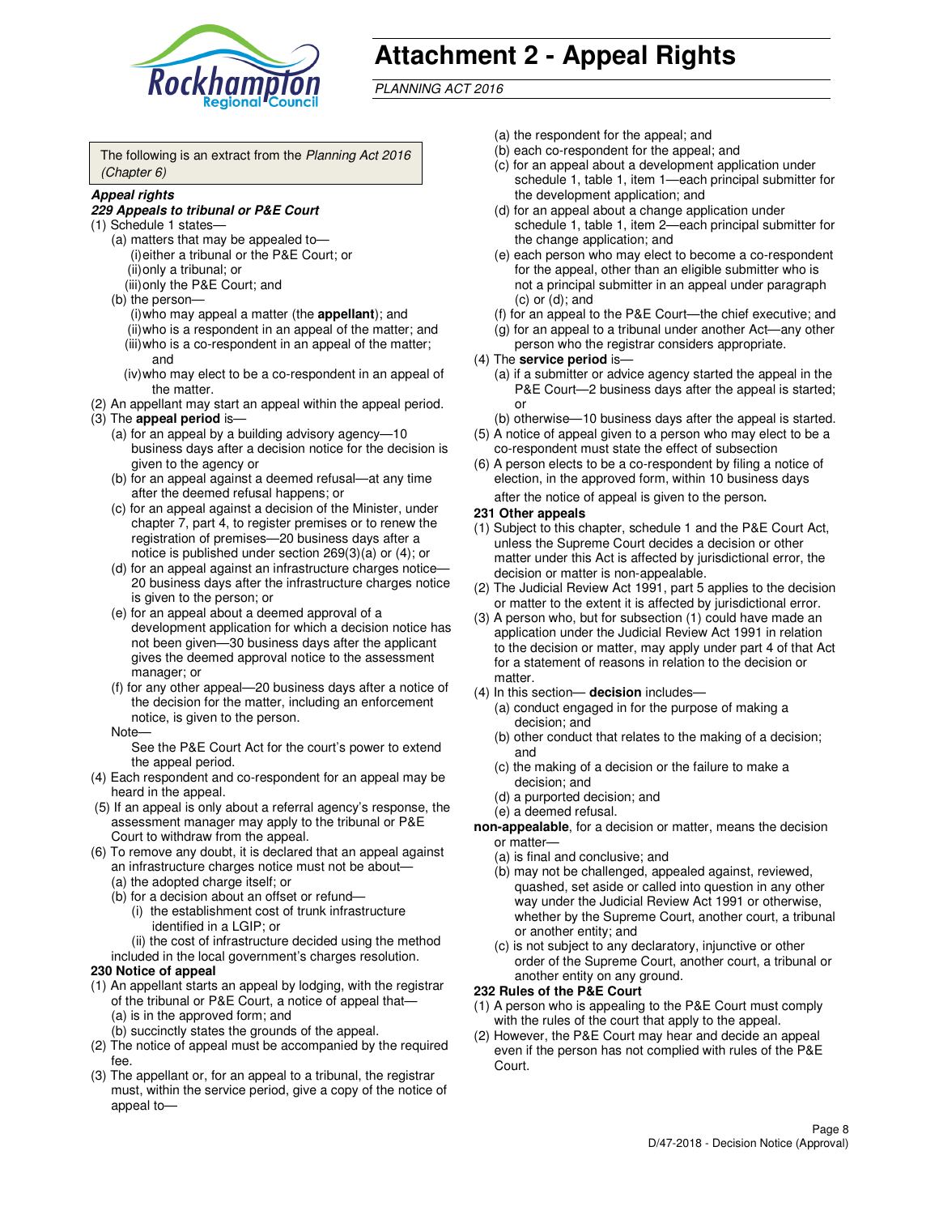# Attachment 2 - Appeal Rights

*PLANNING ACT 2016*

The following is an extract from the *Planning Act 2016 (Chapter 6)*

***Appeal rights***

***229 Appeals to tribunal or P&E Court***

(1) Schedule 1 states—

- (a) matters that may be appealed to—
  - (i) either a tribunal or the P&E Court; or
  - (ii) only a tribunal; or
  - (iii) only the P&E Court; and
- (b) the person—
  - (i) who may appeal a matter (the **appellant**); and
  - (ii) who is a respondent in an appeal of the matter; and
  - (iii) who is a co-respondent in an appeal of the matter; and
  - (iv) who may elect to be a co-respondent in an appeal of the matter.

(2) An appellant may start an appeal within the appeal period.

(3) The **appeal period** is—

- (a) for an appeal by a building advisory agency—10 business days after a decision notice for the decision is given to the agency or
- (b) for an appeal against a deemed refusal—at any time after the deemed refusal happens; or
- (c) for an appeal against a decision of the Minister, under chapter 7, part 4, to register premises or to renew the registration of premises—20 business days after a notice is published under section 269(3)(a) or (4); or
- (d) for an appeal against an infrastructure charges notice—20 business days after the infrastructure charges notice is given to the person; or
- (e) for an appeal about a deemed approval of a development application for which a decision notice has not been given—30 business days after the applicant gives the deemed approval notice to the assessment manager; or
- (f) for any other appeal—20 business days after a notice of the decision for the matter, including an enforcement notice, is given to the person.

Note—

See the P&E Court Act for the court's power to extend the appeal period.

(4) Each respondent and co-respondent for an appeal may be heard in the appeal.

(5) If an appeal is only about a referral agency's response, the assessment manager may apply to the tribunal or P&E Court to withdraw from the appeal.

(6) To remove any doubt, it is declared that an appeal against an infrastructure charges notice must not be about—

- (a) the adopted charge itself; or
- (b) for a decision about an offset or refund—
  - (i) the establishment cost of trunk infrastructure identified in a LGIP; or
  - (ii) the cost of infrastructure decided using the method

included in the local government's charges resolution.

**230 Notice of appeal**

(1) An appellant starts an appeal by lodging, with the registrar of the tribunal or P&E Court, a notice of appeal that—

- (a) is in the approved form; and
- (b) succinctly states the grounds of the appeal.

(2) The notice of appeal must be accompanied by the required fee.

(3) The appellant or, for an appeal to a tribunal, the registrar must, within the service period, give a copy of the notice of appeal to—

- (a) the respondent for the appeal; and
- (b) each co-respondent for the appeal; and
- (c) for an appeal about a development application under schedule 1, table 1, item 1—each principal submitter for the development application; and
- (d) for an appeal about a change application under schedule 1, table 1, item 2—each principal submitter for the change application; and
- (e) each person who may elect to become a co-respondent for the appeal, other than an eligible submitter who is not a principal submitter in an appeal under paragraph (c) or (d); and
- (f) for an appeal to the P&E Court—the chief executive; and
- (g) for an appeal to a tribunal under another Act—any other person who the registrar considers appropriate.

(4) The **service period** is—

- (a) if a submitter or advice agency started the appeal in the P&E Court—2 business days after the appeal is started; or
- (b) otherwise—10 business days after the appeal is started.

(5) A notice of appeal given to a person who may elect to be a co-respondent must state the effect of subsection

(6) A person elects to be a co-respondent by filing a notice of election, in the approved form, within 10 business days after the notice of appeal is given to the person.

**231 Other appeals**

(1) Subject to this chapter, schedule 1 and the P&E Court Act, unless the Supreme Court decides a decision or other matter under this Act is affected by jurisdictional error, the decision or matter is non-appealable.

(2) The Judicial Review Act 1991, part 5 applies to the decision or matter to the extent it is affected by jurisdictional error.

(3) A person who, but for subsection (1) could have made an application under the Judicial Review Act 1991 in relation to the decision or matter, may apply under part 4 of that Act for a statement of reasons in relation to the decision or matter.

(4) In this section— **decision** includes—

- (a) conduct engaged in for the purpose of making a decision; and
- (b) other conduct that relates to the making of a decision; and
- (c) the making of a decision or the failure to make a decision; and
- (d) a purported decision; and
- (e) a deemed refusal.

**non-appealable**, for a decision or matter, means the decision or matter—

- (a) is final and conclusive; and
- (b) may not be challenged, appealed against, reviewed, quashed, set aside or called into question in any other way under the Judicial Review Act 1991 or otherwise, whether by the Supreme Court, another court, a tribunal or another entity; and
- (c) is not subject to any declaratory, injunctive or other order of the Supreme Court, another court, a tribunal or another entity on any ground.

**232 Rules of the P&E Court**

(1) A person who is appealing to the P&E Court must comply with the rules of the court that apply to the appeal.

(2) However, the P&E Court may hear and decide an appeal even if the person has not complied with rules of the P&E Court.

D/47-2018 - Decision Notice (Approval)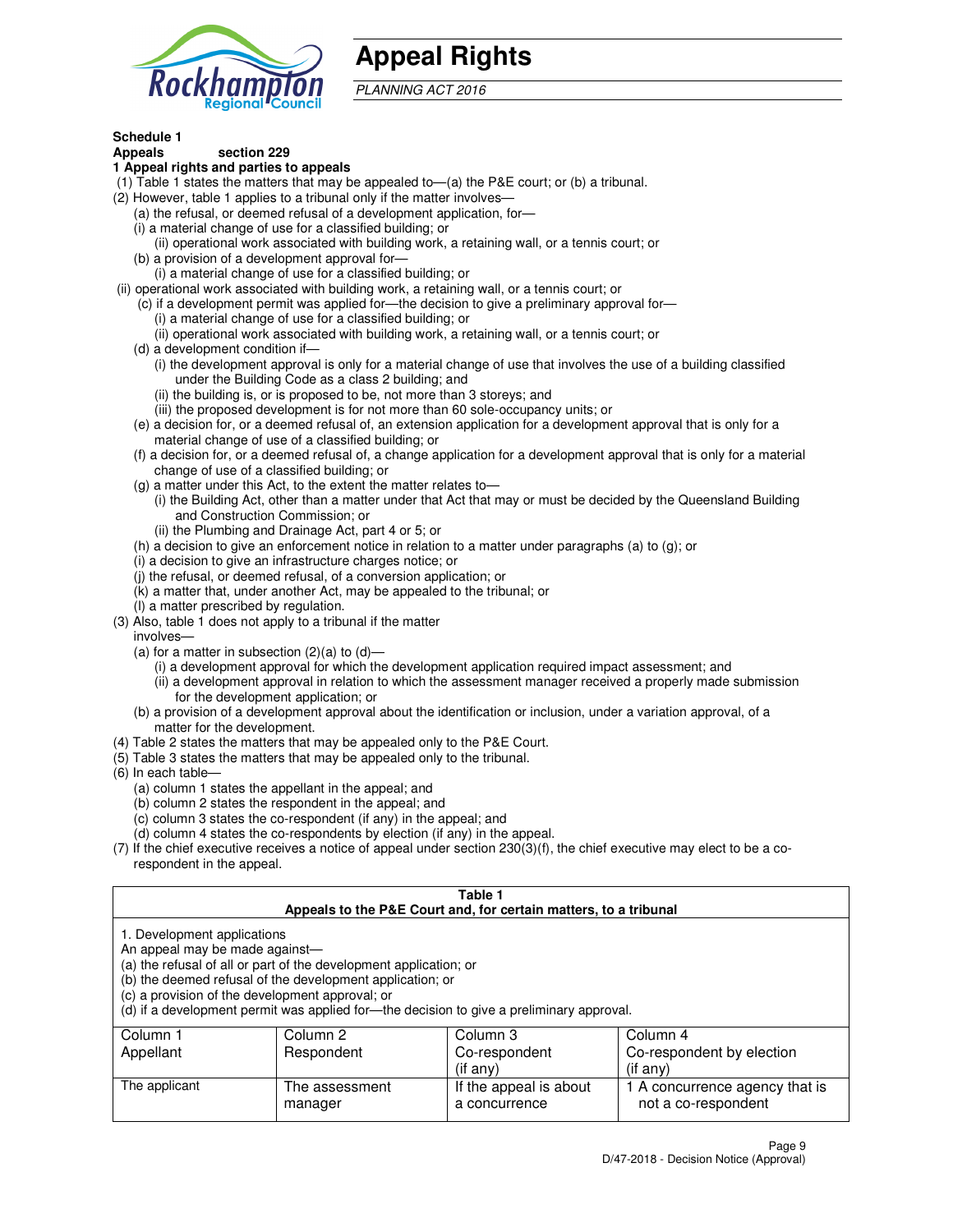# Appeal Rights

*PLANNING ACT 2016*

**Schedule 1**
**Appeals section 229**
**1 Appeal rights and parties to appeals**

(1) Table 1 states the matters that may be appealed to—(a) the P&E court; or (b) a tribunal.

(2) However, table 1 applies to a tribunal only if the matter involves—

(a) the refusal, or deemed refusal of a development application, for—

(i) a material change of use for a classified building; or

(ii) operational work associated with building work, a retaining wall, or a tennis court; or

(b) a provision of a development approval for—

(i) a material change of use for a classified building; or

(ii) operational work associated with building work, a retaining wall, or a tennis court; or

(c) if a development permit was applied for—the decision to give a preliminary approval for—

(i) a material change of use for a classified building; or

(ii) operational work associated with building work, a retaining wall, or a tennis court; or

(d) a development condition if—

(i) the development approval is only for a material change of use that involves the use of a building classified under the Building Code as a class 2 building; and

(ii) the building is, or is proposed to be, not more than 3 storeys; and

(iii) the proposed development is for not more than 60 sole-occupancy units; or

(e) a decision for, or a deemed refusal of, an extension application for a development approval that is only for a material change of use of a classified building; or

(f) a decision for, or a deemed refusal of, a change application for a development approval that is only for a material change of use of a classified building; or

(g) a matter under this Act, to the extent the matter relates to—

(i) the Building Act, other than a matter under that Act that may or must be decided by the Queensland Building and Construction Commission; or

(ii) the Plumbing and Drainage Act, part 4 or 5; or

(h) a decision to give an enforcement notice in relation to a matter under paragraphs (a) to (g); or

(i) a decision to give an infrastructure charges notice; or

(j) the refusal, or deemed refusal, of a conversion application; or

(k) a matter that, under another Act, may be appealed to the tribunal; or

(l) a matter prescribed by regulation.

(3) Also, table 1 does not apply to a tribunal if the matter involves—

(a) for a matter in subsection (2)(a) to (d)—

(i) a development approval for which the development application required impact assessment; and

(ii) a development approval in relation to which the assessment manager received a properly made submission for the development application; or

(b) a provision of a development approval about the identification or inclusion, under a variation approval, of a matter for the development.

(4) Table 2 states the matters that may be appealed only to the P&E Court.

(5) Table 3 states the matters that may be appealed only to the tribunal.

(6) In each table—

(a) column 1 states the appellant in the appeal; and

(b) column 2 states the respondent in the appeal; and

(c) column 3 states the co-respondent (if any) in the appeal; and

(d) column 4 states the co-respondents by election (if any) in the appeal.

(7) If the chief executive receives a notice of appeal under section 230(3)(f), the chief executive may elect to be a co-respondent in the appeal.

**Table 1**
**Appeals to the P&E Court and, for certain matters, to a tribunal**

1. Development applications
An appeal may be made against—
(a) the refusal of all or part of the development application; or
(b) the deemed refusal of the development application; or
(c) a provision of the development approval; or
(d) if a development permit was applied for—the decision to give a preliminary approval.

| Column 1<br>Appellant | Column 2<br>Respondent | Column 3<br>Co-respondent<br>(if any) | Column 4<br>Co-respondent by election<br>(if any) |
|---|---|---|---|
| The applicant | The assessment manager | If the appeal is about a concurrence | 1 A concurrence agency that is not a co-respondent |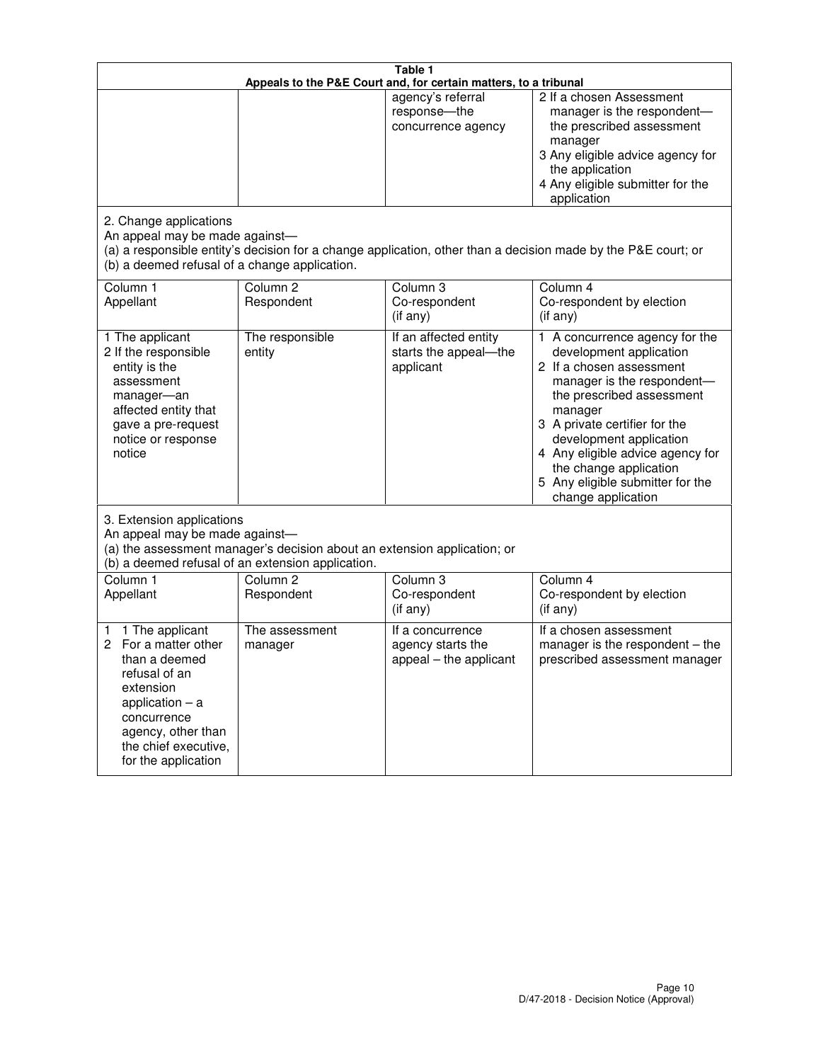**Table 1**
**Appeals to the P&E Court and, for certain matters, to a tribunal**

| | | | |
|---|---|---|---|
| | | agency's referral response—the concurrence agency | 2 If a chosen Assessment manager is the respondent—the prescribed assessment manager<br>3 Any eligible advice agency for the application<br>4 Any eligible submitter for the application |

2. Change applications
An appeal may be made against—
(a) a responsible entity's decision for a change application, other than a decision made by the P&E court; or
(b) a deemed refusal of a change application.

| Column 1<br>Appellant | Column 2<br>Respondent | Column 3<br>Co-respondent<br>(if any) | Column 4<br>Co-respondent by election<br>(if any) |
|---|---|---|---|
| 1 The applicant<br>2 If the responsible entity is the assessment manager—an affected entity that gave a pre-request notice or response notice | The responsible entity | If an affected entity starts the appeal—the applicant | 1 A concurrence agency for the development application<br>2 If a chosen assessment manager is the respondent—the prescribed assessment manager<br>3 A private certifier for the development application<br>4 Any eligible advice agency for the change application<br>5 Any eligible submitter for the change application |

3. Extension applications
An appeal may be made against—
(a) the assessment manager's decision about an extension application; or
(b) a deemed refusal of an extension application.

| Column 1<br>Appellant | Column 2<br>Respondent | Column 3<br>Co-respondent<br>(if any) | Column 4<br>Co-respondent by election<br>(if any) |
|---|---|---|---|
| 1 1 The applicant<br>2 For a matter other than a deemed refusal of an extension application – a concurrence agency, other than the chief executive, for the application | The assessment manager | If a concurrence agency starts the appeal – the applicant | If a chosen assessment manager is the respondent – the prescribed assessment manager |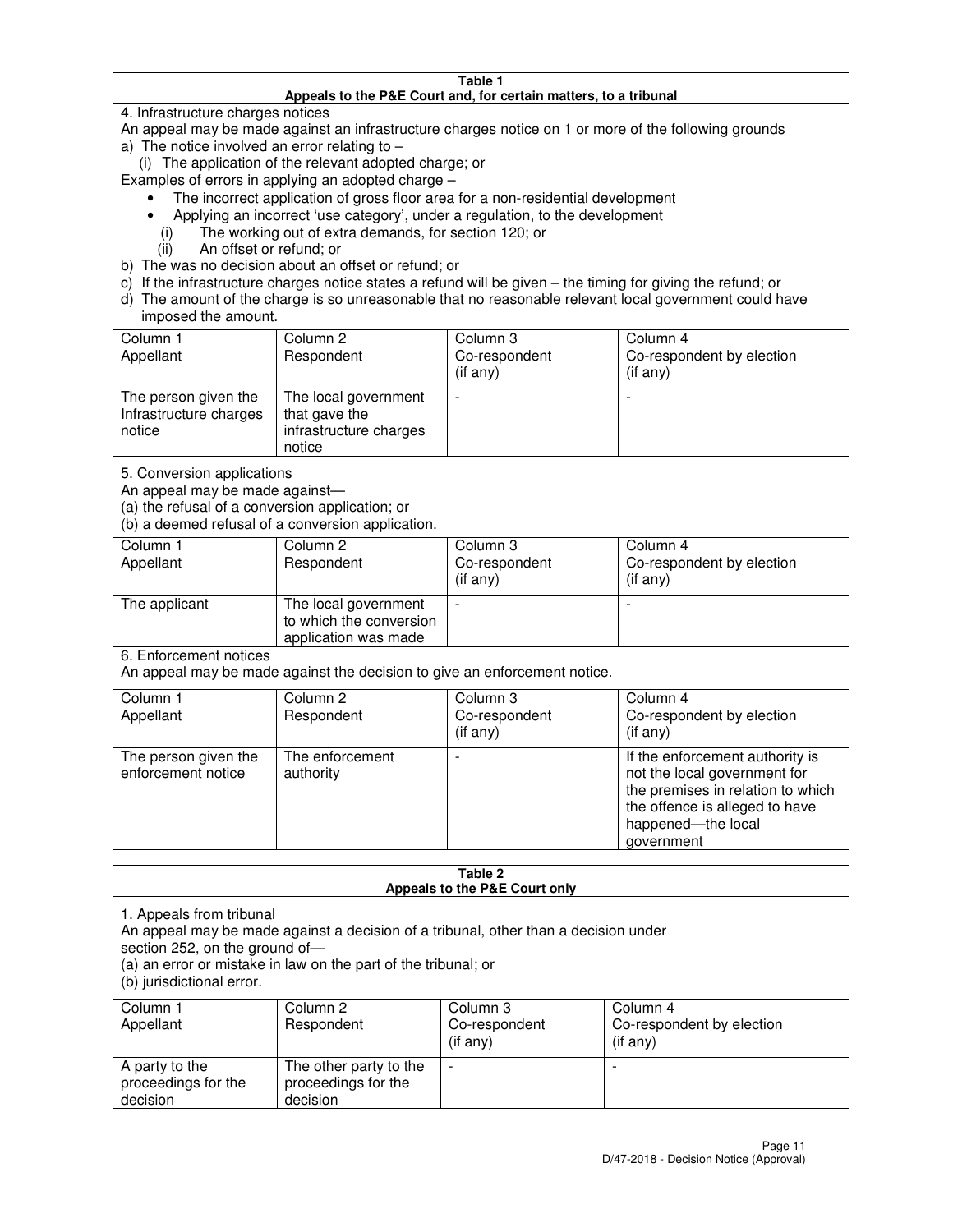**Table 1**
**Appeals to the P&E Court and, for certain matters, to a tribunal**

4. Infrastructure charges notices

An appeal may be made against an infrastructure charges notice on 1 or more of the following grounds

a) The notice involved an error relating to –

   (i) The application of the relevant adopted charge; or

Examples of errors in applying an adopted charge –

- The incorrect application of gross floor area for a non-residential development
- Applying an incorrect 'use category', under a regulation, to the development

   (i) The working out of extra demands, for section 120; or

   (ii) An offset or refund; or

b) The was no decision about an offset or refund; or

c) If the infrastructure charges notice states a refund will be given – the timing for giving the refund; or

d) The amount of the charge is so unreasonable that no reasonable relevant local government could have imposed the amount.

| Column 1<br>Appellant | Column 2<br>Respondent | Column 3<br>Co-respondent<br>(if any) | Column 4<br>Co-respondent by election<br>(if any) |
|---|---|---|---|
| The person given the Infrastructure charges notice | The local government that gave the infrastructure charges notice | - | - |

5. Conversion applications

An appeal may be made against—

(a) the refusal of a conversion application; or

(b) a deemed refusal of a conversion application.

| Column 1<br>Appellant | Column 2<br>Respondent | Column 3<br>Co-respondent<br>(if any) | Column 4<br>Co-respondent by election<br>(if any) |
|---|---|---|---|
| The applicant | The local government to which the conversion application was made | - | - |

6. Enforcement notices

An appeal may be made against the decision to give an enforcement notice.

| Column 1<br>Appellant | Column 2<br>Respondent | Column 3<br>Co-respondent<br>(if any) | Column 4<br>Co-respondent by election<br>(if any) |
|---|---|---|---|
| The person given the enforcement notice | The enforcement authority | - | If the enforcement authority is not the local government for the premises in relation to which the offence is alleged to have happened—the local government |

**Table 2**
**Appeals to the P&E Court only**

1. Appeals from tribunal

An appeal may be made against a decision of a tribunal, other than a decision under section 252, on the ground of—

(a) an error or mistake in law on the part of the tribunal; or

(b) jurisdictional error.

| Column 1<br>Appellant | Column 2<br>Respondent | Column 3<br>Co-respondent<br>(if any) | Column 4<br>Co-respondent by election<br>(if any) |
|---|---|---|---|
| A party to the proceedings for the decision | The other party to the proceedings for the decision | - | - |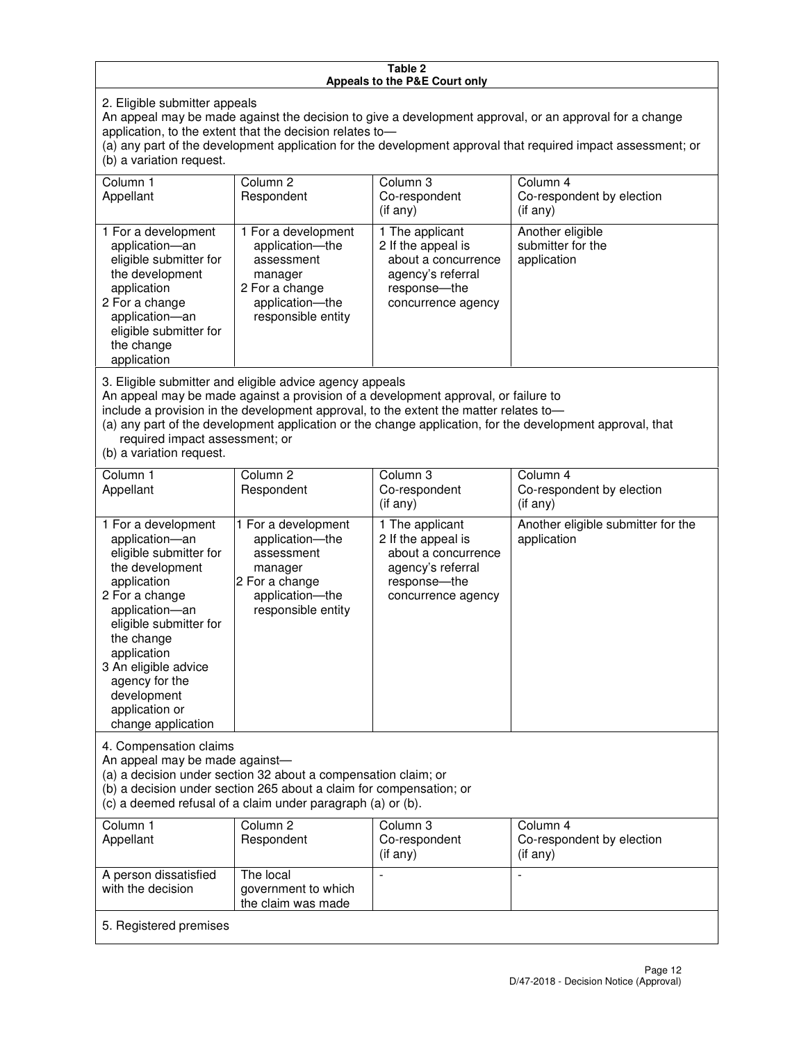**Table 2**
**Appeals to the P&E Court only**

2. Eligible submitter appeals

An appeal may be made against the decision to give a development approval, or an approval for a change application, to the extent that the decision relates to—

(a) any part of the development application for the development approval that required impact assessment; or

(b) a variation request.

| Column 1<br>Appellant | Column 2<br>Respondent | Column 3<br>Co-respondent<br>(if any) | Column 4<br>Co-respondent by election<br>(if any) |
|---|---|---|---|
| 1 For a development application—an eligible submitter for the development application<br>2 For a change application—an eligible submitter for the change application | 1 For a development application—the assessment manager<br>2 For a change application—the responsible entity | 1 The applicant<br>2 If the appeal is about a concurrence agency's referral response—the concurrence agency | Another eligible submitter for the application |

3. Eligible submitter and eligible advice agency appeals

An appeal may be made against a provision of a development approval, or failure to include a provision in the development approval, to the extent the matter relates to—

(a) any part of the development application or the change application, for the development approval, that required impact assessment; or

(b) a variation request.

| Column 1<br>Appellant | Column 2<br>Respondent | Column 3<br>Co-respondent<br>(if any) | Column 4<br>Co-respondent by election<br>(if any) |
|---|---|---|---|
| 1 For a development application—an eligible submitter for the development application<br>2 For a change application—an eligible submitter for the change application<br>3 An eligible advice agency for the development application or change application | 1 For a development application—the assessment manager<br>2 For a change application—the responsible entity | 1 The applicant<br>2 If the appeal is about a concurrence agency's referral response—the concurrence agency | Another eligible submitter for the application |

4. Compensation claims

An appeal may be made against—

(a) a decision under section 32 about a compensation claim; or

(b) a decision under section 265 about a claim for compensation; or

(c) a deemed refusal of a claim under paragraph (a) or (b).

| Column 1<br>Appellant | Column 2<br>Respondent | Column 3<br>Co-respondent<br>(if any) | Column 4<br>Co-respondent by election<br>(if any) |
|---|---|---|---|
| A person dissatisfied with the decision | The local government to which the claim was made | - | - |

5. Registered premises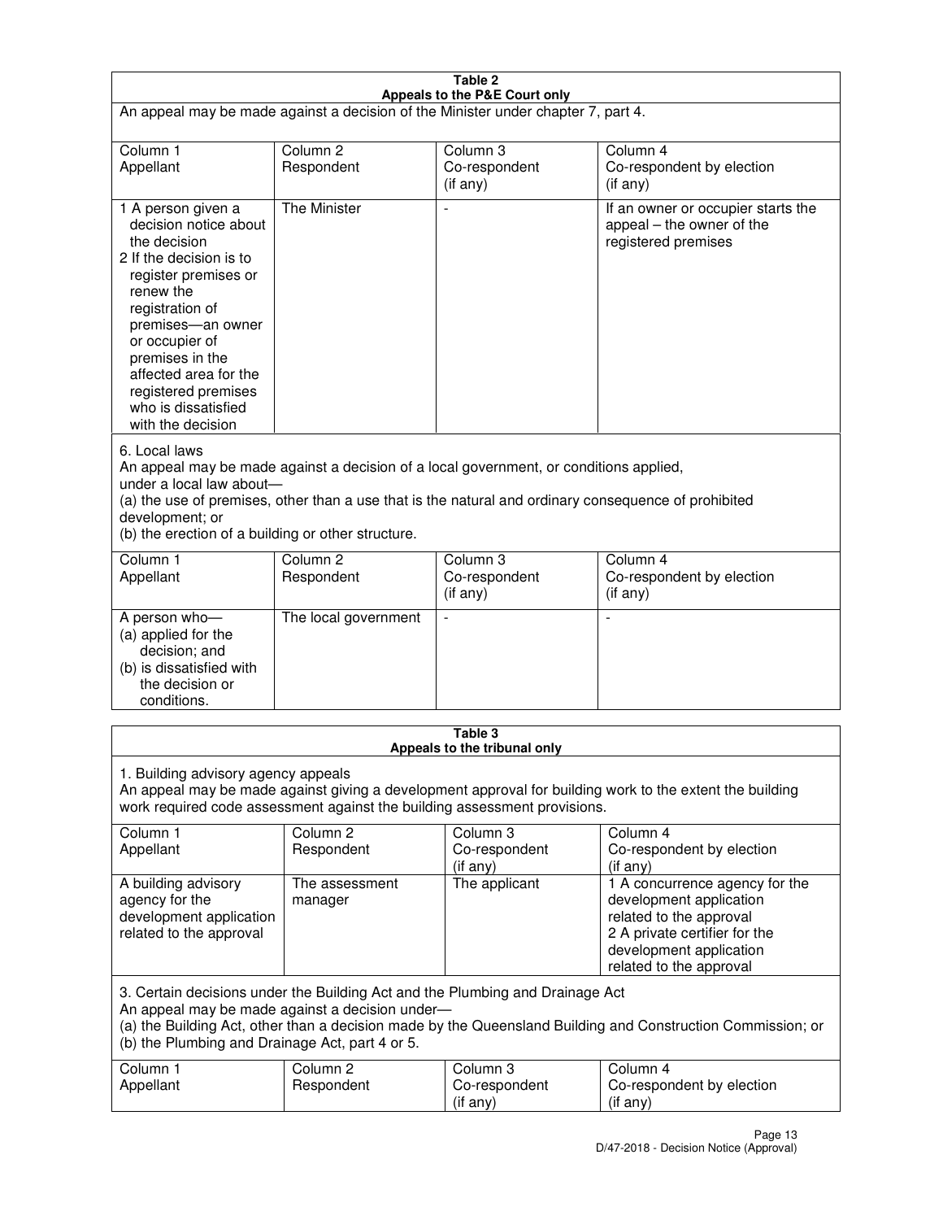**Table 2**
**Appeals to the P&E Court only**

An appeal may be made against a decision of the Minister under chapter 7, part 4.

| Column 1<br>Appellant | Column 2<br>Respondent | Column 3<br>Co-respondent<br>(if any) | Column 4<br>Co-respondent by election<br>(if any) |
|---|---|---|---|
| 1 A person given a decision notice about the decision<br>2 If the decision is to register premises or renew the registration of premises—an owner or occupier of premises in the affected area for the registered premises who is dissatisfied with the decision | The Minister | - | If an owner or occupier starts the appeal – the owner of the registered premises |

6. Local laws
An appeal may be made against a decision of a local government, or conditions applied, under a local law about—
(a) the use of premises, other than a use that is the natural and ordinary consequence of prohibited development; or
(b) the erection of a building or other structure.

| Column 1<br>Appellant | Column 2<br>Respondent | Column 3<br>Co-respondent<br>(if any) | Column 4<br>Co-respondent by election<br>(if any) |
|---|---|---|---|
| A person who—<br>(a) applied for the decision; and<br>(b) is dissatisfied with the decision or conditions. | The local government | - | - |

**Table 3**
**Appeals to the tribunal only**

1. Building advisory agency appeals
An appeal may be made against giving a development approval for building work to the extent the building work required code assessment against the building assessment provisions.

| Column 1<br>Appellant | Column 2<br>Respondent | Column 3<br>Co-respondent<br>(if any) | Column 4<br>Co-respondent by election<br>(if any) |
|---|---|---|---|
| A building advisory agency for the development application related to the approval | The assessment manager | The applicant | 1 A concurrence agency for the development application related to the approval<br>2 A private certifier for the development application related to the approval |

3. Certain decisions under the Building Act and the Plumbing and Drainage Act
An appeal may be made against a decision under—
(a) the Building Act, other than a decision made by the Queensland Building and Construction Commission; or
(b) the Plumbing and Drainage Act, part 4 or 5.

| Column 1<br>Appellant | Column 2<br>Respondent | Column 3<br>Co-respondent<br>(if any) | Column 4<br>Co-respondent by election<br>(if any) |
|---|---|---|---|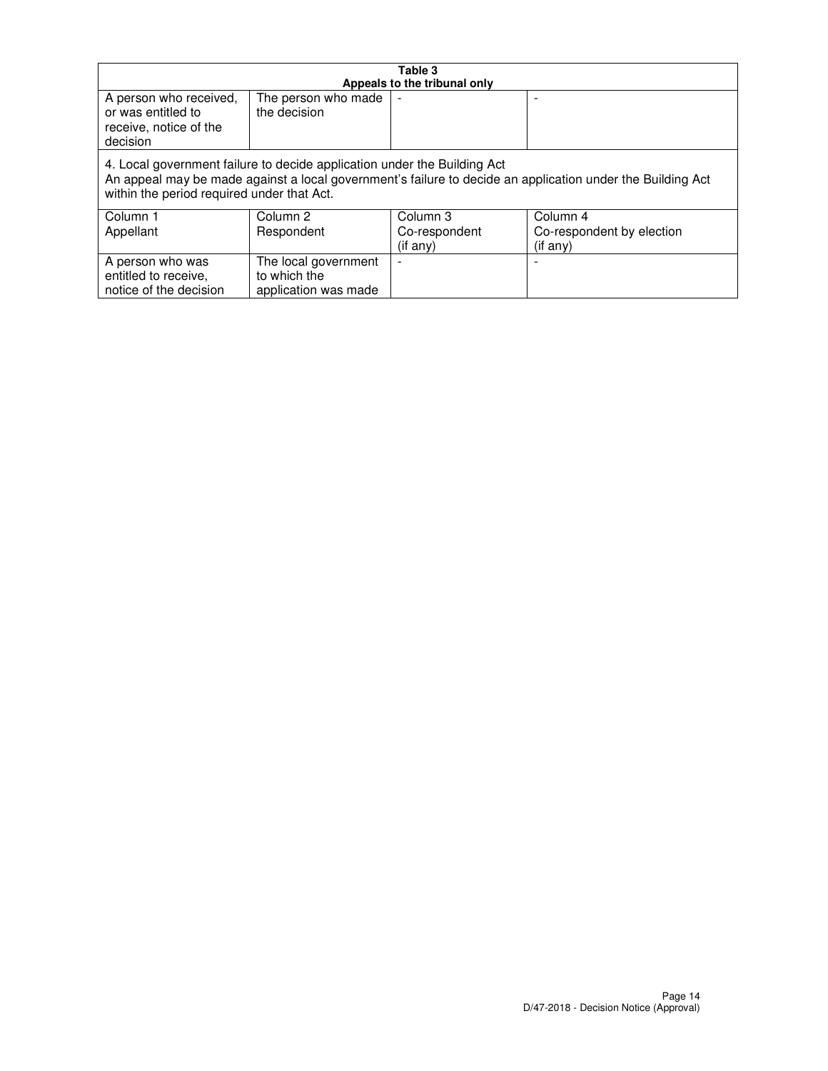| Table 3 Appeals to the tribunal only | | | |
|---|---|---|---|
| A person who received, or was entitled to receive, notice of the decision | The person who made the decision | - | - |
| 4. Local government failure to decide application under the Building Act An appeal may be made against a local government's failure to decide an application under the Building Act within the period required under that Act. | | | |
| Column 1 Appellant | Column 2 Respondent | Column 3 Co-respondent (if any) | Column 4 Co-respondent by election (if any) |
| A person who was entitled to receive, notice of the decision | The local government to which the application was made | - | - |